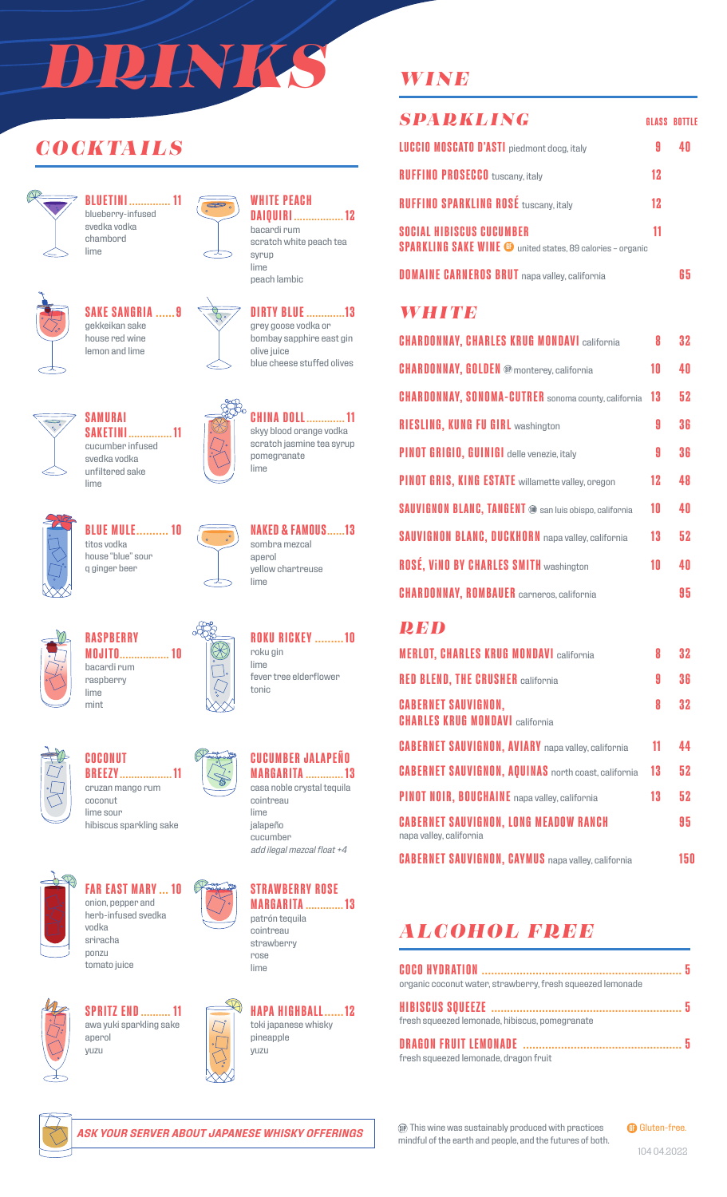# DRINKS

## COCKTAILS

**BLUETINI** ............. 11
blueberry-infused svedka vodka
chambord
lime

**WHITE PEACH DAIQUIRI** ................. 12
bacardi rum
scratch white peach tea syrup
lime
peach lambic

**SAKE SANGRIA** ...... 9
gekkeikan sake
house red wine
lemon and lime

**DIRTY BLUE** ............. 13
grey goose vodka or bombay sapphire east gin
olive juice
blue cheese stuffed olives

**SAMURAI SAKETINI** ............... 11
cucumber infused svedka vodka
unfiltered sake
lime

**CHINA DOLL** ............. 11
skyy blood orange vodka
scratch jasmine tea syrup
pomegranate
lime

**BLUE MULE** .......... 10
titos vodka
house "blue" sour
q ginger beer

**NAKED & FAMOUS** ...... 13
sombra mezcal
aperol
yellow chartreuse
lime

**RASPBERRY MOJITO** ................. 10
bacardi rum
raspberry
lime
mint

**ROKU RICKEY** ......... 10
roku gin
lime
fever tree elderflower tonic

**COCONUT BREEZY** .................. 11
cruzan mango rum
coconut
lime sour
hibiscus sparkling sake

**CUCUMBER JALAPEÑO MARGARITA** ............. 13
casa noble crystal tequila
cointreau
lime
jalapeño
cucumber
*add ilegal mezcal float +4*

**FAR EAST MARY** ... 10
onion, pepper and herb-infused svedka vodka
sriracha
ponzu
tomato juice

**STRAWBERRY ROSE MARGARITA** ............. 13
patrón tequila
cointreau
strawberry
rose
lime

**SPRITZ END** .......... 11
awa yuki sparkling sake
aperol
yuzu

**HAPA HIGHBALL** ...... 12
toki japanese whisky
pineapple
yuzu

***ASK YOUR SERVER ABOUT JAPANESE WHISKY OFFERINGS***

## WINE

### SPARKLING

| | GLASS | BOTTLE |
|---|---|---|
| **LUCCIO MOSCATO D'ASTI** piedmont docg, italy | 9 | 40 |
| **RUFFINO PROSECCO** tuscany, italy | 12 | |
| **RUFFINO SPARKLING ROSÉ** tuscany, italy | 12 | |
| **SOCIAL HIBISCUS CUCUMBER SPARKLING SAKE WINE** (GF) united states, 89 calories – organic | 11 | |
| **DOMAINE CARNEROS BRUT** napa valley, california | | 65 |

### WHITE

| | GLASS | BOTTLE |
|---|---|---|
| **CHARDONNAY, CHARLES KRUG MONDAVI** california | 8 | 32 |
| **CHARDONNAY, GOLDEN** (SIP) monterey, california | 10 | 40 |
| **CHARDONNAY, SONOMA-CUTRER** sonoma county, california | 13 | 52 |
| **RIESLING, KUNG FU GIRL** washington | 9 | 36 |
| **PINOT GRIGIO, GUINIGI** delle venezie, italy | 9 | 36 |
| **PINOT GRIS, KING ESTATE** willamette valley, oregon | 12 | 48 |
| **SAUVIGNON BLANC, TANGENT** (SIP) san luis obispo, california | 10 | 40 |
| **SAUVIGNON BLANC, DUCKHORN** napa valley, california | 13 | 52 |
| **ROSÉ, ViNO BY CHARLES SMITH** washington | 10 | 40 |
| **CHARDONNAY, ROMBAUER** carneros, california | | 95 |

### RED

| | GLASS | BOTTLE |
|---|---|---|
| **MERLOT, CHARLES KRUG MONDAVI** california | 8 | 32 |
| **RED BLEND, THE CRUSHER** california | 9 | 36 |
| **CABERNET SAUVIGNON, CHARLES KRUG MONDAVI** california | 8 | 32 |
| **CABERNET SAUVIGNON, AVIARY** napa valley, california | 11 | 44 |
| **CABERNET SAUVIGNON, AQUINAS** north coast, california | 13 | 52 |
| **PINOT NOIR, BOUCHAINE** napa valley, california | 13 | 52 |
| **CABERNET SAUVIGNON, LONG MEADOW RANCH** napa valley, california | | 95 |
| **CABERNET SAUVIGNON, CAYMUS** napa valley, california | | 150 |

## ALCOHOL FREE

**COCO HYDRATION** ............................................................... 5
organic coconut water, strawberry, fresh squeezed lemonade

**HIBISCUS SQUEEZE** ............................................................ 5
fresh squeezed lemonade, hibiscus, pomegranate

**DRAGON FRUIT LEMONADE** .................................................. 5
fresh squeezed lemonade, dragon fruit

(SIP) This wine was sustainably produced with practices mindful of the earth and people, and the futures of both.

(GF) Gluten-free.

104 04.2022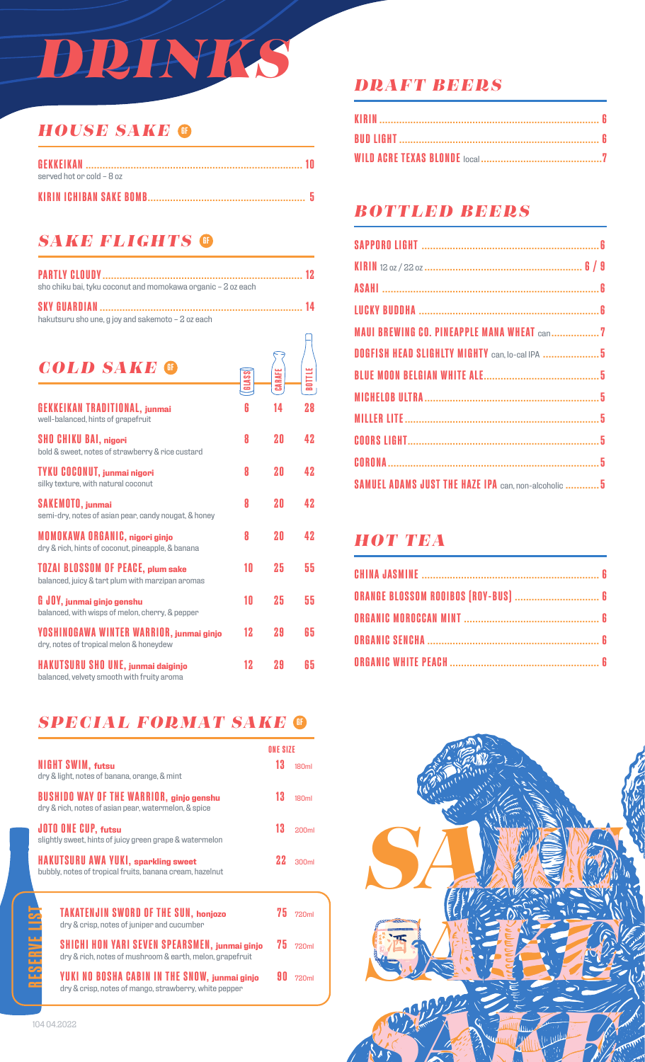# DRINKS

## HOUSE SAKE GF

**GEKKEIKAN** ............ 10
served hot or cold – 8 oz

**KIRIN ICHIBAN SAKE BOMB** ............ 5

## SAKE FLIGHTS GF

**PARTLY CLOUDY** ............ 12
sho chiku bai, tyku coconut and momokawa organic – 2 oz each

**SKY GUARDIAN** ............ 14
hakutsuru sho une, g joy and sakemoto – 2 oz each

## COLD SAKE GF

| | GLASS | CARAFE | BOTTLE |
|---|---|---|---|
| **GEKKEIKAN TRADITIONAL, junmai**<br>well-balanced, hints of grapefruit | 6 | 14 | 28 |
| **SHO CHIKU BAI, nigori**<br>bold & sweet, notes of strawberry & rice custard | 8 | 20 | 42 |
| **TYKU COCONUT, junmai nigori**<br>silky texture, with natural coconut | 8 | 20 | 42 |
| **SAKEMOTO, junmai**<br>semi-dry, notes of asian pear, candy nougat, & honey | 8 | 20 | 42 |
| **MOMOKAWA ORGANIC, nigori ginjo**<br>dry & rich, hints of coconut, pineapple, & banana | 8 | 20 | 42 |
| **TOZAI BLOSSOM OF PEACE, plum sake**<br>balanced, juicy & tart plum with marzipan aromas | 10 | 25 | 55 |
| **G JOY, junmai ginjo genshu**<br>balanced, with wisps of melon, cherry, & pepper | 10 | 25 | 55 |
| **YOSHINOGAWA WINTER WARRIOR, junmai ginjo**<br>dry, notes of tropical melon & honeydew | 12 | 29 | 65 |
| **HAKUTSURU SHO UNE, junmai daiginjo**<br>balanced, velvety smooth with fruity aroma | 12 | 29 | 65 |

## SPECIAL FORMAT SAKE GF

| | ONE SIZE | |
|---|---|---|
| **NIGHT SWIM, futsu**<br>dry & light, notes of banana, orange, & mint | 13 | 180ml |
| **BUSHIDO WAY OF THE WARRIOR, ginjo genshu**<br>dry & rich, notes of asian pear, watermelon, & spice | 13 | 180ml |
| **JOTO ONE CUP, futsu**<br>slightly sweet, hints of juicy green grape & watermelon | 13 | 200ml |
| **HAKUTSURU AWA YUKI, sparkling sweet**<br>bubbly, notes of tropical fruits, banana cream, hazelnut | 22 | 300ml |

### RESERVE LIST

| | | |
|---|---|---|
| **TAKATENJIN SWORD OF THE SUN, honjozo**<br>dry & crisp, notes of juniper and cucumber | 75 | 720ml |
| **SHICHI HON YARI SEVEN SPEARSMEN, junmai ginjo**<br>dry & rich, notes of mushroom & earth, melon, grapefruit | 75 | 720ml |
| **YUKI NO BOSHA CABIN IN THE SNOW, junmai ginjo**<br>dry & crisp, notes of mango, strawberry, white pepper | 90 | 720ml |

104 04.2022

## DRAFT BEERS

**KIRIN** ............ 6
**BUD LIGHT** ............ 6
**WILD ACRE TEXAS BLONDE** local ............ 7

## BOTTLED BEERS

**SAPPORO LIGHT** ............ 6
**KIRIN** 12 oz / 22 oz ............ 6 / 9
**ASAHI** ............ 6
**LUCKY BUDDHA** ............ 6
**MAUI BREWING CO. PINEAPPLE MANA WHEAT** can ............ 7
**DOGFISH HEAD SLIGHLTY MIGHTY** can, lo-cal IPA ............ 5
**BLUE MOON BELGIAN WHITE ALE** ............ 5
**MICHELOB ULTRA** ............ 5
**MILLER LITE** ............ 5
**COORS LIGHT** ............ 5
**CORONA** ............ 5
**SAMUEL ADAMS JUST THE HAZE IPA** can, non-alcoholic ............ 5

## HOT TEA

**CHINA JASMINE** ............ 6
**ORANGE BLOSSOM ROOIBOS (ROY-BUS)** ............ 6
**ORGANIC MOROCCAN MINT** ............ 6
**ORGANIC SENCHA** ............ 6
**ORGANIC WHITE PEACH** ............ 6